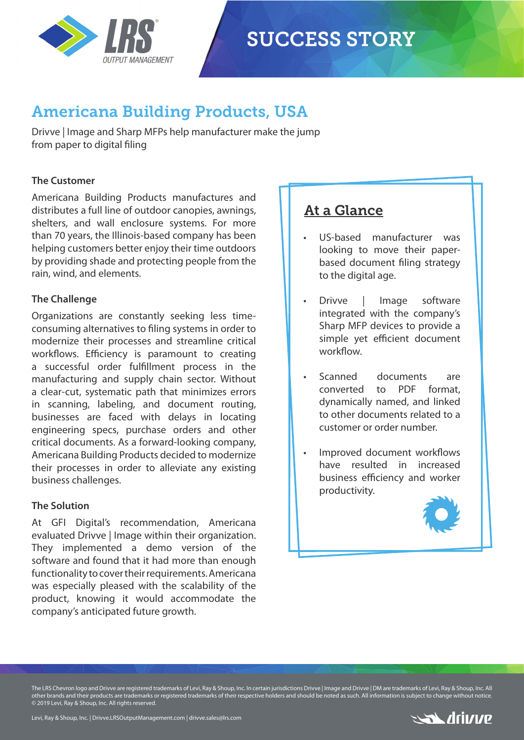SUCCESS STORY

# Americana Building Products, USA

Drivve | Image and Sharp MFPs help manufacturer make the jump from paper to digital filing

### The Customer

Americana Building Products manufactures and distributes a full line of outdoor canopies, awnings, shelters, and wall enclosure systems. For more than 70 years, the Illinois-based company has been helping customers better enjoy their time outdoors by providing shade and protecting people from the rain, wind, and elements.

### The Challenge

Organizations are constantly seeking less time-consuming alternatives to filing systems in order to modernize their processes and streamline critical workflows. Efficiency is paramount to creating a successful order fulfillment process in the manufacturing and supply chain sector. Without a clear-cut, systematic path that minimizes errors in scanning, labeling, and document routing, businesses are faced with delays in locating engineering specs, purchase orders and other critical documents. As a forward-looking company, Americana Building Products decided to modernize their processes in order to alleviate any existing business challenges.

### The Solution

At GFI Digital's recommendation, Americana evaluated Drivve | Image within their organization. They implemented a demo version of the software and found that it had more than enough functionality to cover their requirements. Americana was especially pleased with the scalability of the product, knowing it would accommodate the company's anticipated future growth.

## At a Glance

- US-based manufacturer was looking to move their paper-based document filing strategy to the digital age.
- Drivve | Image software integrated with the company's Sharp MFP devices to provide a simple yet efficient document workflow.
- Scanned documents are converted to PDF format, dynamically named, and linked to other documents related to a customer or order number.
- Improved document workflows have resulted in increased business efficiency and worker productivity.

The LRS Chevron logo and Drivve are registered trademarks of Levi, Ray & Shoup, Inc. In certain jurisdictions Drivve | Image and Drivve | DM are trademarks of Levi, Ray & Shoup, Inc. All other brands and their products are trademarks or registered trademarks of their respective holders and should be noted as such. All information is subject to change without notice. © 2019 Levi, Ray & Shoup, Inc. All rights reserved.

Levi, Ray & Shoup, Inc. | Drivve.LRSOutputManagement.com | drivve.sales@lrs.com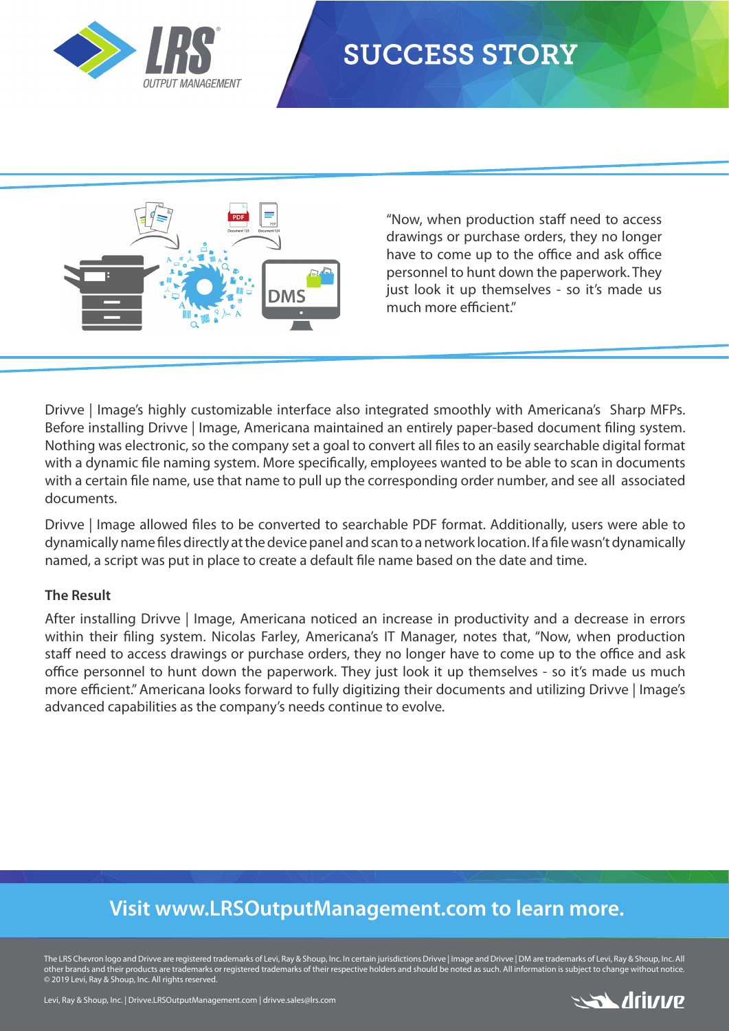# SUCCESS STORY

"Now, when production staff need to access drawings or purchase orders, they no longer have to come up to the office and ask office personnel to hunt down the paperwork. They just look it up themselves - so it's made us much more efficient."

Drivve | Image's highly customizable interface also integrated smoothly with Americana's Sharp MFPs. Before installing Drivve | Image, Americana maintained an entirely paper-based document filing system. Nothing was electronic, so the company set a goal to convert all files to an easily searchable digital format with a dynamic file naming system. More specifically, employees wanted to be able to scan in documents with a certain file name, use that name to pull up the corresponding order number, and see all associated documents.

Drivve | Image allowed files to be converted to searchable PDF format. Additionally, users were able to dynamically name files directly at the device panel and scan to a network location. If a file wasn't dynamically named, a script was put in place to create a default file name based on the date and time.

### The Result

After installing Drivve | Image, Americana noticed an increase in productivity and a decrease in errors within their filing system. Nicolas Farley, Americana's IT Manager, notes that, "Now, when production staff need to access drawings or purchase orders, they no longer have to come up to the office and ask office personnel to hunt down the paperwork. They just look it up themselves - so it's made us much more efficient." Americana looks forward to fully digitizing their documents and utilizing Drivve | Image's advanced capabilities as the company's needs continue to evolve.

## Visit www.LRSOutputManagement.com to learn more.

The LRS Chevron logo and Drivve are registered trademarks of Levi, Ray & Shoup, Inc. In certain jurisdictions Drivve | Image and Drivve | DM are trademarks of Levi, Ray & Shoup, Inc. All other brands and their products are trademarks or registered trademarks of their respective holders and should be noted as such. All information is subject to change without notice. © 2019 Levi, Ray & Shoup, Inc. All rights reserved.

Levi, Ray & Shoup, Inc. | Drivve.LRSOutputManagement.com | drivve.sales@lrs.com